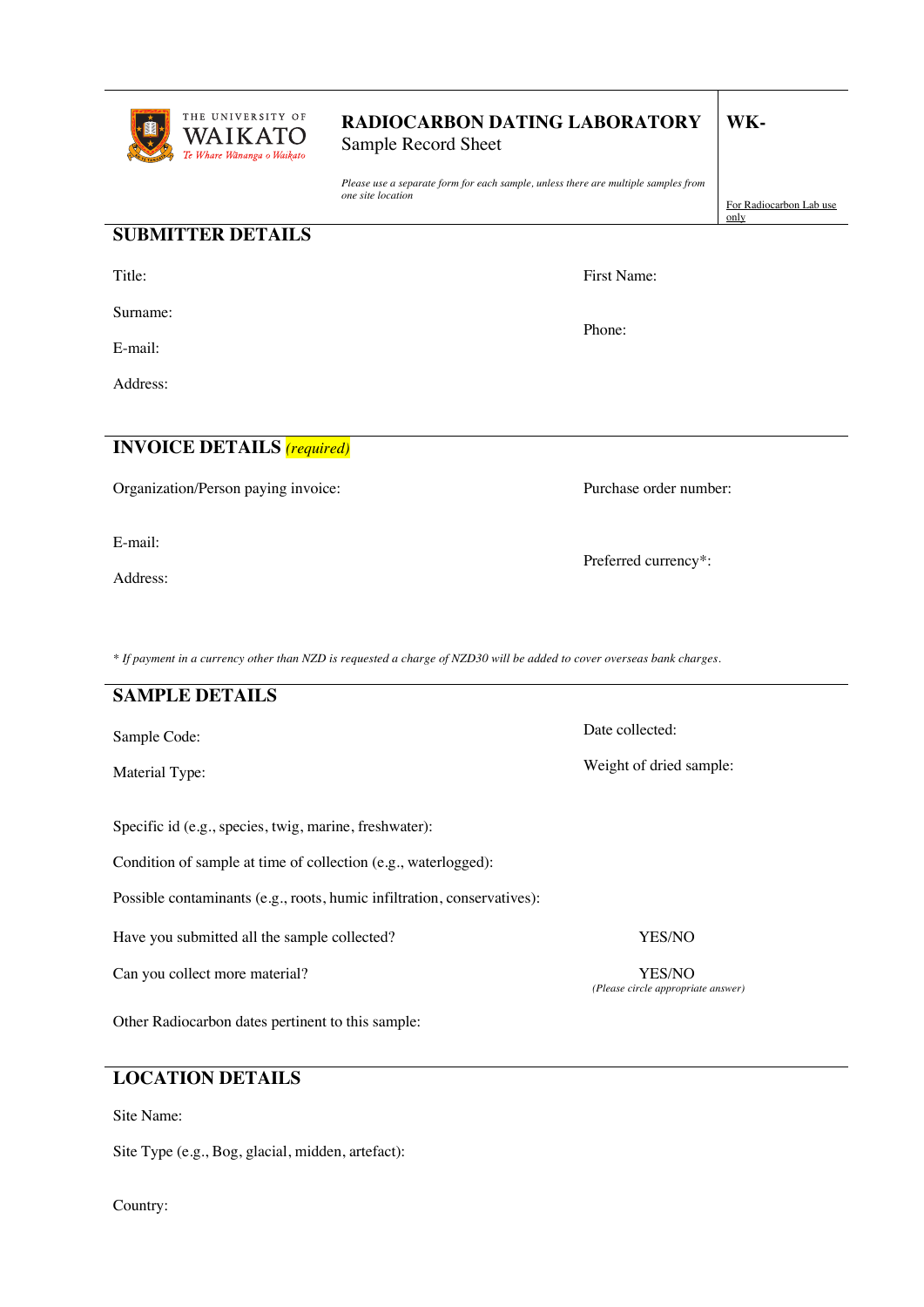THE UNIVERSITY OF WAIKATO
*Te Whare Wānanga o Waikato*

# RADIOCARBON DATING LABORATORY

Sample Record Sheet

*Please use a separate form for each sample, unless there are multiple samples from one site location*

**WK-**

For Radiocarbon Lab use only

## SUBMITTER DETAILS

Title:

First Name:

Surname:

Phone:

E-mail:

Address:

## INVOICE DETAILS *(required)*

Organization/Person paying invoice:

Purchase order number:

E-mail:

Preferred currency*:

Address:

*\* If payment in a currency other than NZD is requested a charge of NZD30 will be added to cover overseas bank charges.*

## SAMPLE DETAILS

Sample Code:

Date collected:

Material Type:

Weight of dried sample:

Specific id (e.g., species, twig, marine, freshwater):

Condition of sample at time of collection (e.g., waterlogged):

Possible contaminants (e.g., roots, humic infiltration, conservatives):

Have you submitted all the sample collected? YES/NO

Can you collect more material? YES/NO

*(Please circle appropriate answer)*

Other Radiocarbon dates pertinent to this sample:

## LOCATION DETAILS

Site Name:

Site Type (e.g., Bog, glacial, midden, artefact):

Country: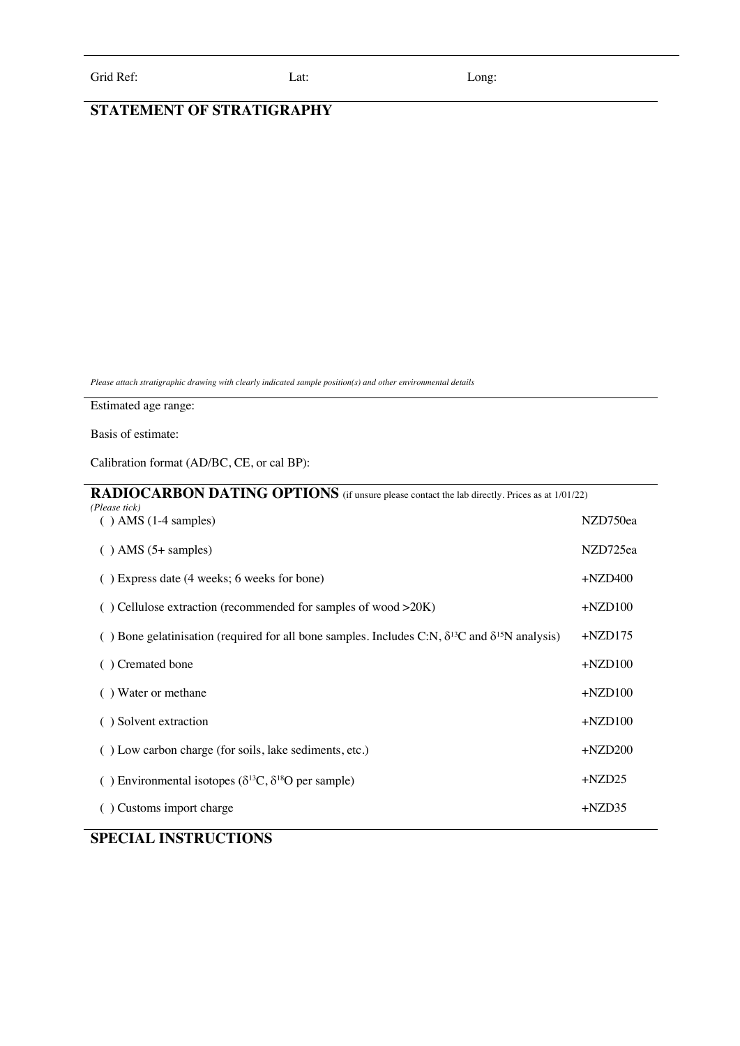Grid Ref: Lat: Long:

## STATEMENT OF STRATIGRAPHY

*Please attach stratigraphic drawing with clearly indicated sample position(s) and other environmental details*

Estimated age range:

Basis of estimate:

Calibration format (AD/BC, CE, or cal BP):

## RADIOCARBON DATING OPTIONS (if unsure please contact the lab directly. Prices as at 1/01/22)

*(Please tick)*

| | |
|---|---|
| ( ) AMS (1-4 samples) | NZD750ea |
| ( ) AMS (5+ samples) | NZD725ea |
| ( ) Express date (4 weeks; 6 weeks for bone) | +NZD400 |
| ( ) Cellulose extraction (recommended for samples of wood >20K) | +NZD100 |
| ( ) Bone gelatinisation (required for all bone samples. Includes C:N, $\delta^{13}C$ and $\delta^{15}N$ analysis) | +NZD175 |
| ( ) Cremated bone | +NZD100 |
| ( ) Water or methane | +NZD100 |
| ( ) Solvent extraction | +NZD100 |
| ( ) Low carbon charge (for soils, lake sediments, etc.) | +NZD200 |
| ( ) Environmental isotopes ($\delta^{13}C$, $\delta^{18}O$ per sample) | +NZD25 |
| ( ) Customs import charge | +NZD35 |

## SPECIAL INSTRUCTIONS